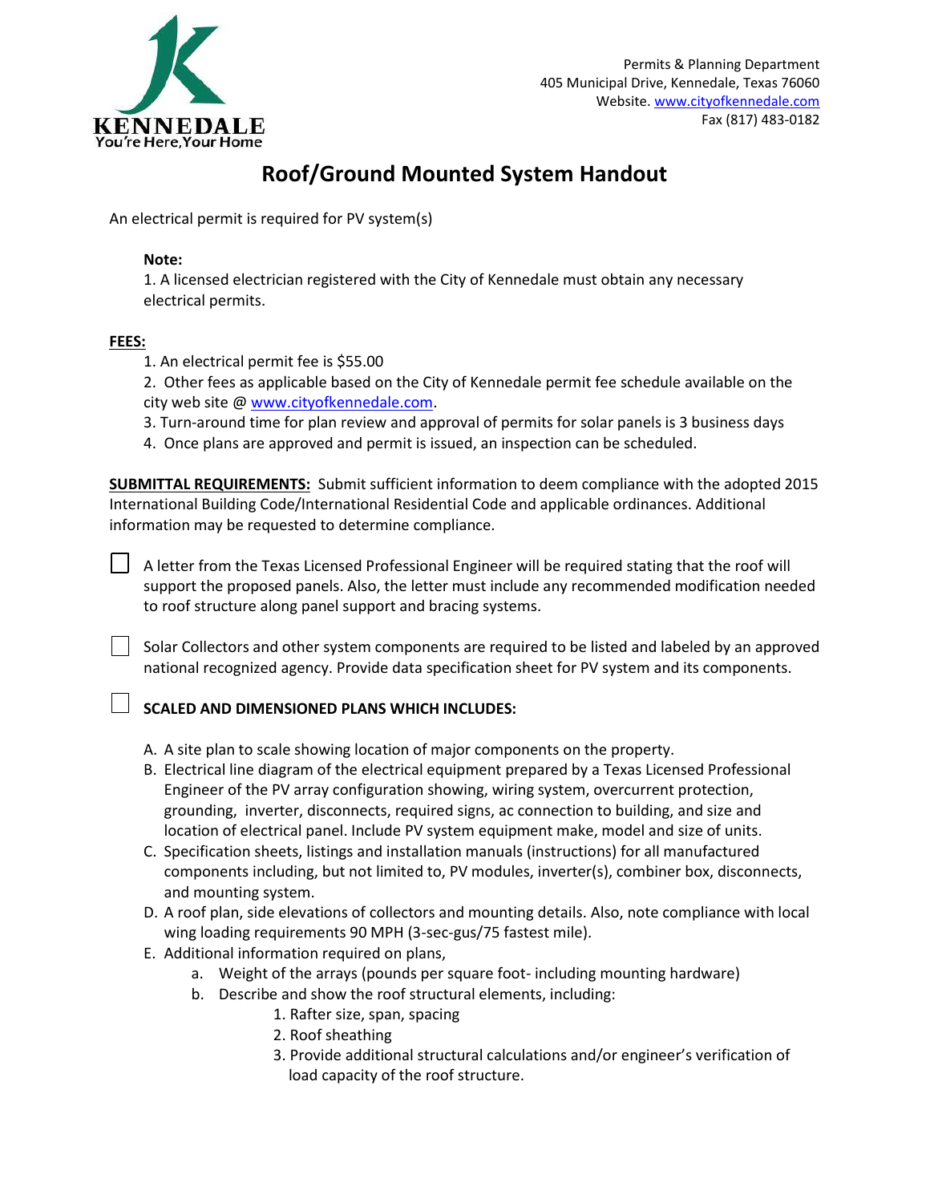KENNEDALE
You're Here, Your Home

Permits & Planning Department
405 Municipal Drive, Kennedale, Texas 76060
Website. www.cityofkennedale.com
Fax (817) 483-0182

# Roof/Ground Mounted System Handout

An electrical permit is required for PV system(s)

**Note:**
1. A licensed electrician registered with the City of Kennedale must obtain any necessary electrical permits.

**FEES:**

1. An electrical permit fee is $55.00
2. Other fees as applicable based on the City of Kennedale permit fee schedule available on the city web site @ www.cityofkennedale.com.
3. Turn-around time for plan review and approval of permits for solar panels is 3 business days
4. Once plans are approved and permit is issued, an inspection can be scheduled.

**SUBMITTAL REQUIREMENTS:** Submit sufficient information to deem compliance with the adopted 2015 International Building Code/International Residential Code and applicable ordinances. Additional information may be requested to determine compliance.

- [ ] A letter from the Texas Licensed Professional Engineer will be required stating that the roof will support the proposed panels. Also, the letter must include any recommended modification needed to roof structure along panel support and bracing systems.

- [ ] Solar Collectors and other system components are required to be listed and labeled by an approved national recognized agency. Provide data specification sheet for PV system and its components.

- [ ] **SCALED AND DIMENSIONED PLANS WHICH INCLUDES:**

  A. A site plan to scale showing location of major components on the property.
  B. Electrical line diagram of the electrical equipment prepared by a Texas Licensed Professional Engineer of the PV array configuration showing, wiring system, overcurrent protection, grounding, inverter, disconnects, required signs, ac connection to building, and size and location of electrical panel. Include PV system equipment make, model and size of units.
  C. Specification sheets, listings and installation manuals (instructions) for all manufactured components including, but not limited to, PV modules, inverter(s), combiner box, disconnects, and mounting system.
  D. A roof plan, side elevations of collectors and mounting details. Also, note compliance with local wing loading requirements 90 MPH (3-sec-gus/75 fastest mile).
  E. Additional information required on plans,
     a. Weight of the arrays (pounds per square foot- including mounting hardware)
     b. Describe and show the roof structural elements, including:
        1. Rafter size, span, spacing
        2. Roof sheathing
        3. Provide additional structural calculations and/or engineer's verification of load capacity of the roof structure.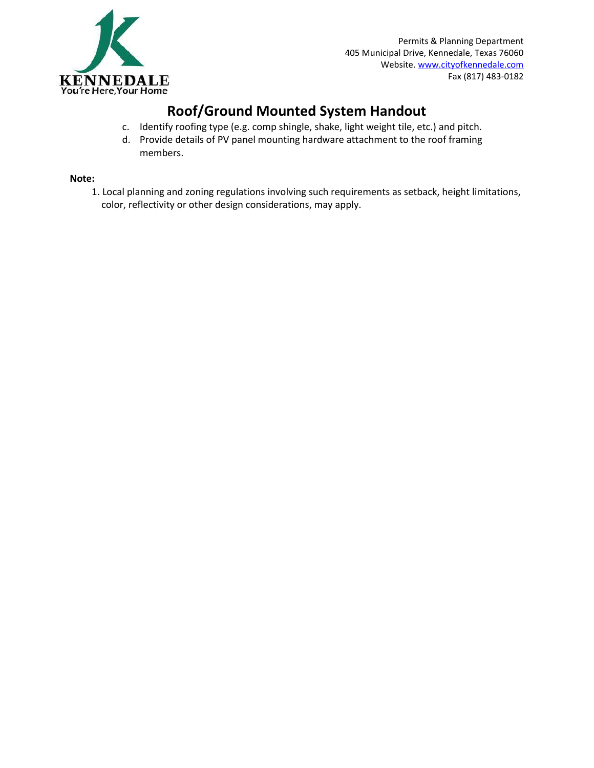# Roof/Ground Mounted System Handout

c. Identify roofing type (e.g. comp shingle, shake, light weight tile, etc.) and pitch.
d. Provide details of PV panel mounting hardware attachment to the roof framing members.

**Note:**

1. Local planning and zoning regulations involving such requirements as setback, height limitations, color, reflectivity or other design considerations, may apply.